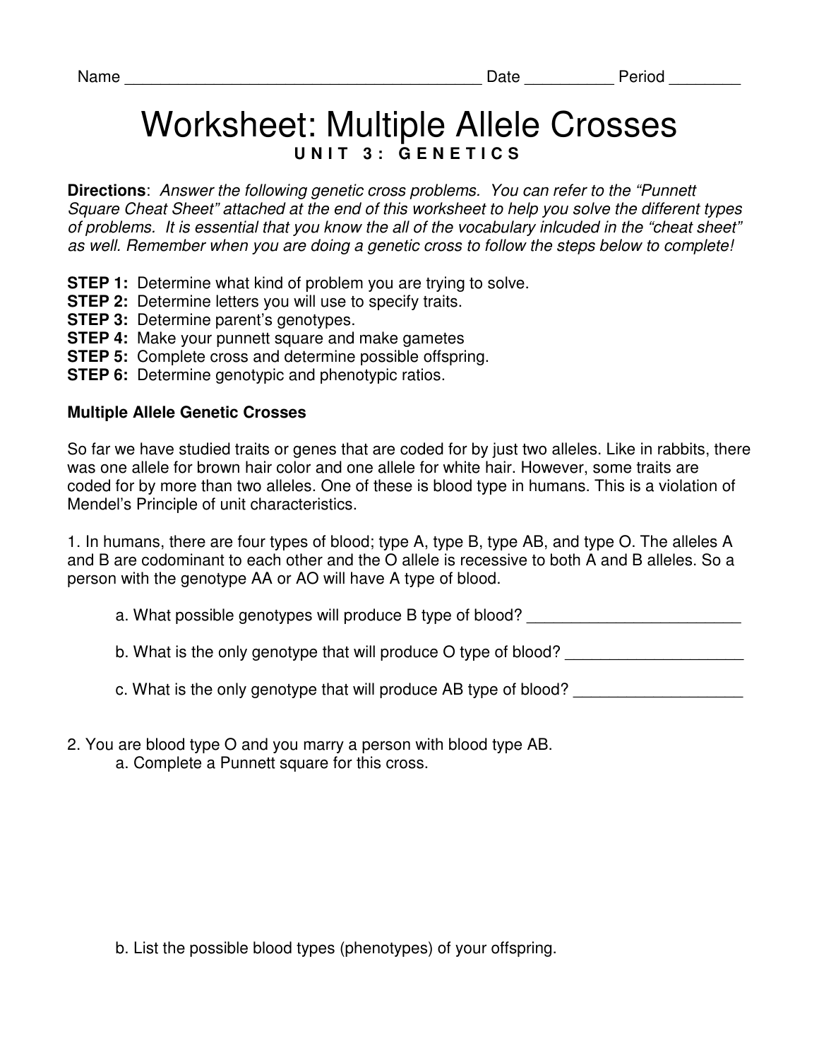Name ________________________________________ Date __________ Period ________

# Worksheet: Multiple Allele Crosses

## UNIT 3: GENETICS

**Directions**: *Answer the following genetic cross problems. You can refer to the "Punnett Square Cheat Sheet" attached at the end of this worksheet to help you solve the different types of problems. It is essential that you know the all of the vocabulary inlcuded in the "cheat sheet" as well. Remember when you are doing a genetic cross to follow the steps below to complete!*

**STEP 1:** Determine what kind of problem you are trying to solve.
**STEP 2:** Determine letters you will use to specify traits.
**STEP 3:** Determine parent's genotypes.
**STEP 4:** Make your punnett square and make gametes
**STEP 5:** Complete cross and determine possible offspring.
**STEP 6:** Determine genotypic and phenotypic ratios.

**Multiple Allele Genetic Crosses**

So far we have studied traits or genes that are coded for by just two alleles. Like in rabbits, there was one allele for brown hair color and one allele for white hair. However, some traits are coded for by more than two alleles. One of these is blood type in humans. This is a violation of Mendel's Principle of unit characteristics.

1. In humans, there are four types of blood; type A, type B, type AB, and type O. The alleles A and B are codominant to each other and the O allele is recessive to both A and B alleles. So a person with the genotype AA or AO will have A type of blood.

   a. What possible genotypes will produce B type of blood? ________________________

   b. What is the only genotype that will produce O type of blood? ____________________

   c. What is the only genotype that will produce AB type of blood? ___________________

2. You are blood type O and you marry a person with blood type AB.

   a. Complete a Punnett square for this cross.

   b. List the possible blood types (phenotypes) of your offspring.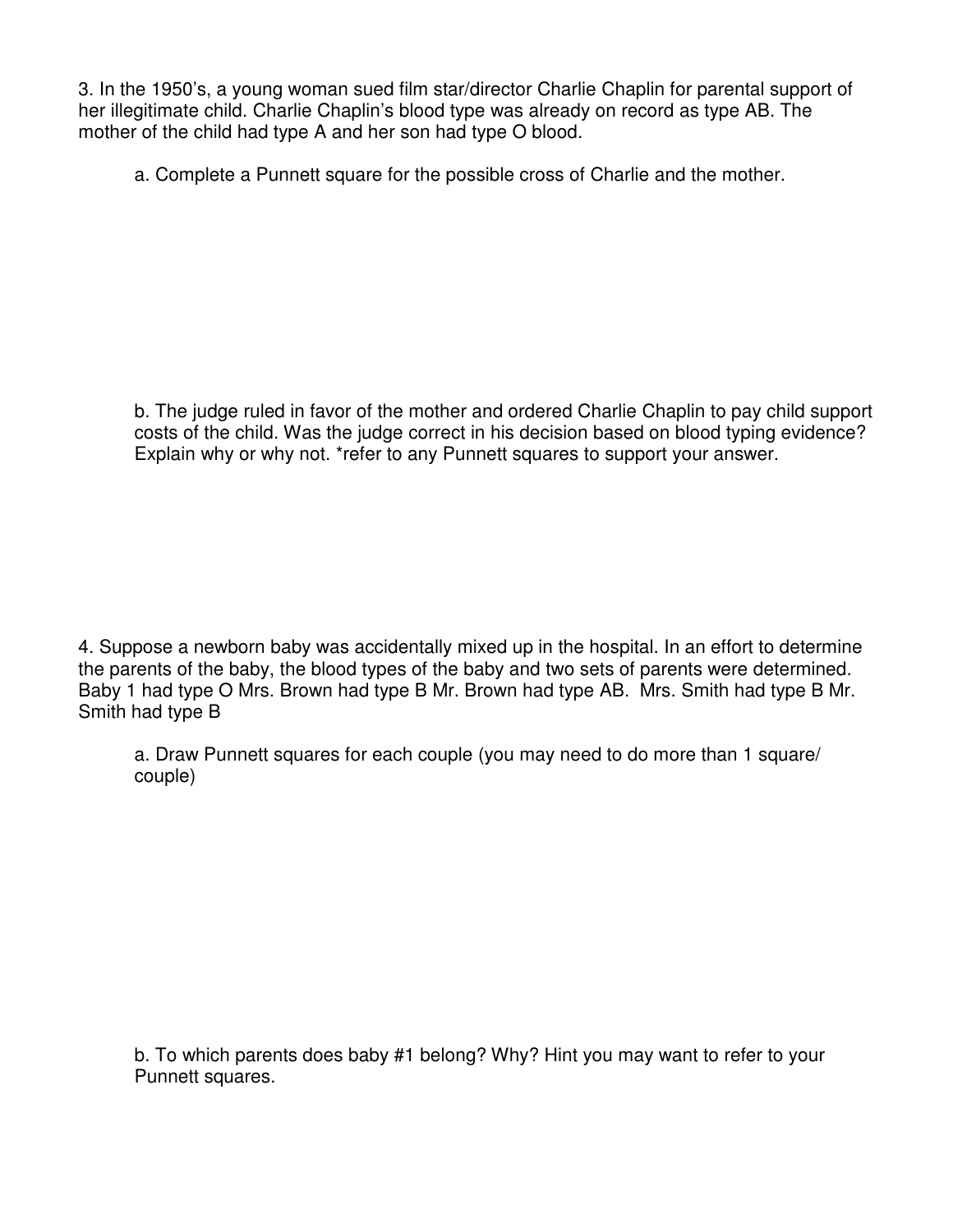3. In the 1950's, a young woman sued film star/director Charlie Chaplin for parental support of her illegitimate child. Charlie Chaplin's blood type was already on record as type AB. The mother of the child had type A and her son had type O blood.

   a. Complete a Punnett square for the possible cross of Charlie and the mother.

   b. The judge ruled in favor of the mother and ordered Charlie Chaplin to pay child support costs of the child. Was the judge correct in his decision based on blood typing evidence? Explain why or why not. *refer to any Punnett squares to support your answer.

4. Suppose a newborn baby was accidentally mixed up in the hospital. In an effort to determine the parents of the baby, the blood types of the baby and two sets of parents were determined. Baby 1 had type O Mrs. Brown had type B Mr. Brown had type AB. Mrs. Smith had type B Mr. Smith had type B

   a. Draw Punnett squares for each couple (you may need to do more than 1 square/ couple)

   b. To which parents does baby #1 belong? Why? Hint you may want to refer to your Punnett squares.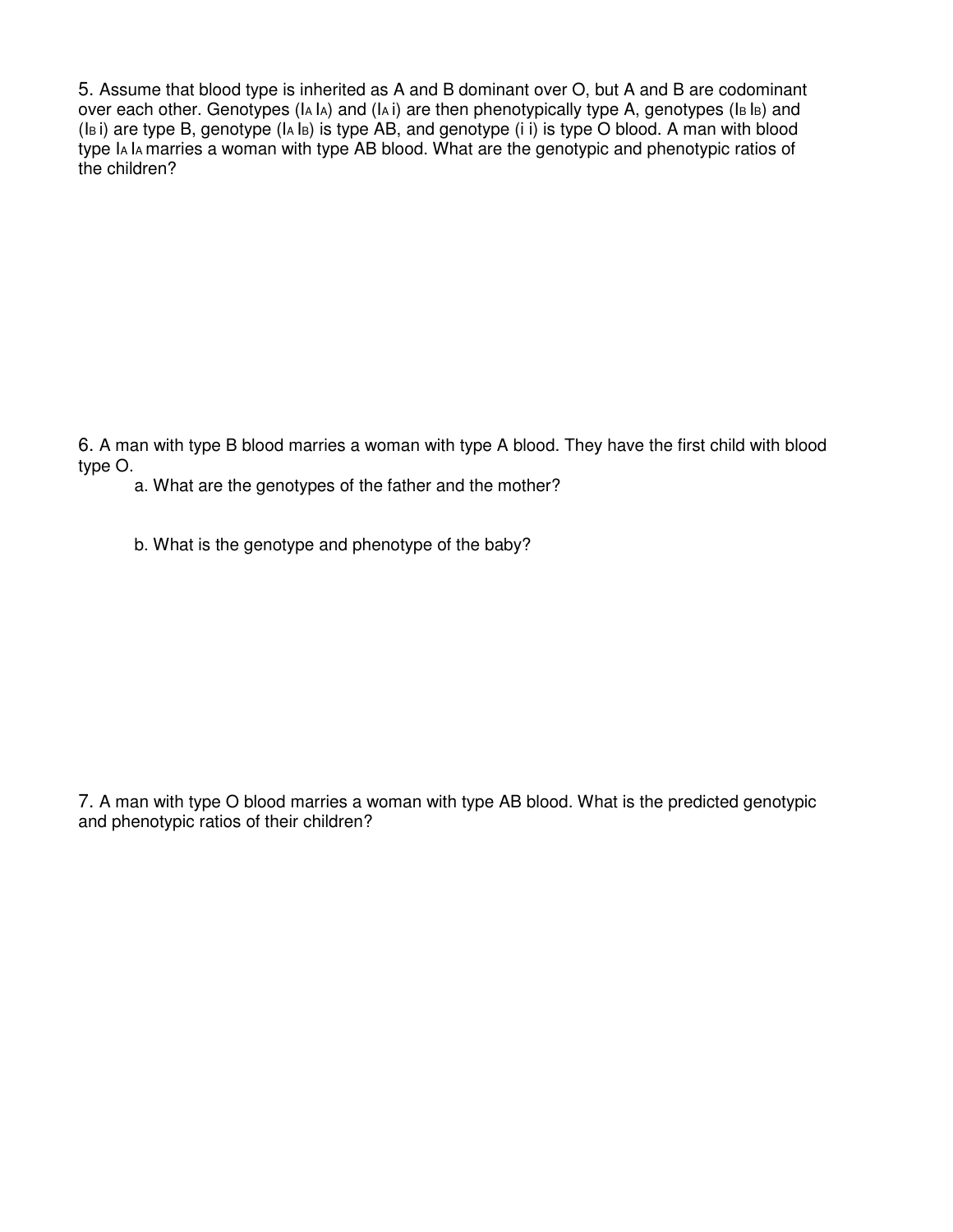5. Assume that blood type is inherited as A and B dominant over O, but A and B are codominant over each other. Genotypes ($I_A I_A$) and ($I_A i$) are then phenotypically type A, genotypes ($I_B I_B$) and ($I_B i$) are type B, genotype ($I_A I_B$) is type AB, and genotype ($i\ i$) is type O blood. A man with blood type $I_A I_A$ marries a woman with type AB blood. What are the genotypic and phenotypic ratios of the children?

6. A man with type B blood marries a woman with type A blood. They have the first child with blood type O.

   a. What are the genotypes of the father and the mother?

   b. What is the genotype and phenotype of the baby?

7. A man with type O blood marries a woman with type AB blood. What is the predicted genotypic and phenotypic ratios of their children?